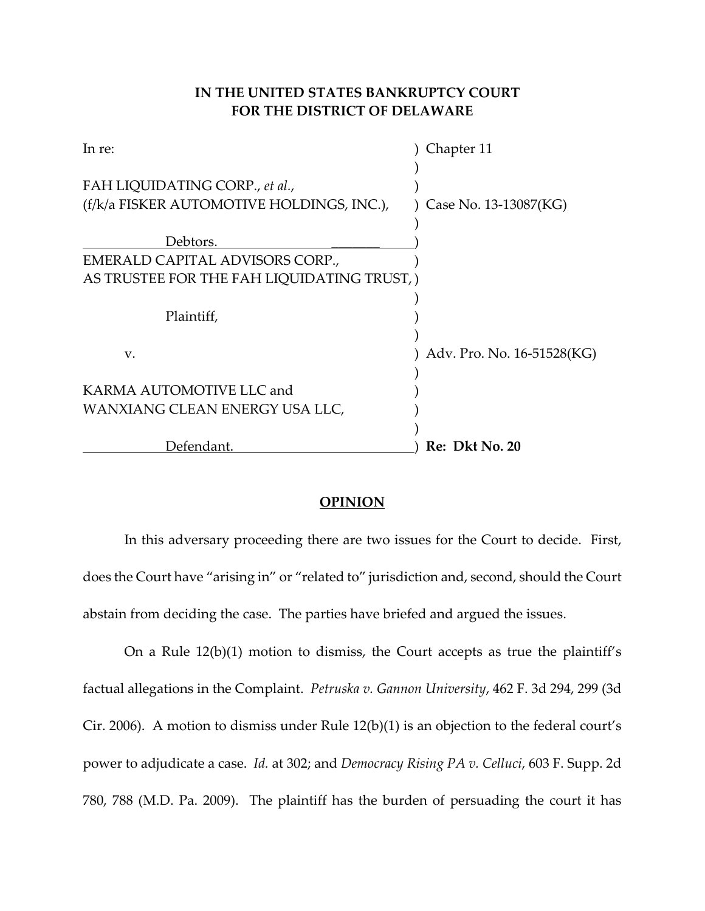**IN THE UNITED STATES BANKRUPTCY COURT**
**FOR THE DISTRICT OF DELAWARE**

| | |
|---|---|
| In re: | ) Chapter 11 |
| | ) |
| FAH LIQUIDATING CORP., *et al.*, | ) |
| (f/k/a FISKER AUTOMOTIVE HOLDINGS, INC.), | ) Case No. 13-13087(KG) |
| | ) |
| Debtors. | ) |
| EMERALD CAPITAL ADVISORS CORP., | ) |
| AS TRUSTEE FOR THE FAH LIQUIDATING TRUST, | ) |
| | ) |
| Plaintiff, | ) |
| | ) |
| v. | ) Adv. Pro. No. 16-51528(KG) |
| | ) |
| KARMA AUTOMOTIVE LLC and | ) |
| WANXIANG CLEAN ENERGY USA LLC, | ) |
| | ) |
| Defendant. | ) **Re: Dkt No. 20** |

**OPINION**

In this adversary proceeding there are two issues for the Court to decide. First, does the Court have "arising in" or "related to" jurisdiction and, second, should the Court abstain from deciding the case. The parties have briefed and argued the issues.

On a Rule 12(b)(1) motion to dismiss, the Court accepts as true the plaintiff's factual allegations in the Complaint. *Petruska v. Gannon University*, 462 F. 3d 294, 299 (3d Cir. 2006). A motion to dismiss under Rule 12(b)(1) is an objection to the federal court's power to adjudicate a case. *Id.* at 302; and *Democracy Rising PA v. Celluci*, 603 F. Supp. 2d 780, 788 (M.D. Pa. 2009). The plaintiff has the burden of persuading the court it has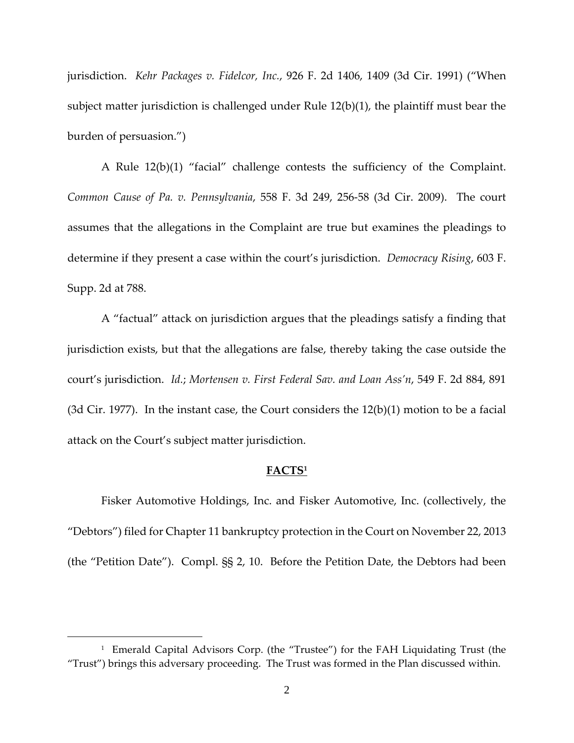jurisdiction. *Kehr Packages v. Fidelcor, Inc.*, 926 F. 2d 1406, 1409 (3d Cir. 1991) ("When subject matter jurisdiction is challenged under Rule 12(b)(1), the plaintiff must bear the burden of persuasion.")

A Rule 12(b)(1) "facial" challenge contests the sufficiency of the Complaint. *Common Cause of Pa. v. Pennsylvania*, 558 F. 3d 249, 256-58 (3d Cir. 2009). The court assumes that the allegations in the Complaint are true but examines the pleadings to determine if they present a case within the court's jurisdiction. *Democracy Rising*, 603 F. Supp. 2d at 788.

A "factual" attack on jurisdiction argues that the pleadings satisfy a finding that jurisdiction exists, but that the allegations are false, thereby taking the case outside the court's jurisdiction. *Id.*; *Mortensen v. First Federal Sav. and Loan Ass'n*, 549 F. 2d 884, 891 (3d Cir. 1977). In the instant case, the Court considers the 12(b)(1) motion to be a facial attack on the Court's subject matter jurisdiction.

## **FACTS**[1]

Fisker Automotive Holdings, Inc. and Fisker Automotive, Inc. (collectively, the "Debtors") filed for Chapter 11 bankruptcy protection in the Court on November 22, 2013 (the "Petition Date"). Compl. §§ 2, 10. Before the Petition Date, the Debtors had been

[1] Emerald Capital Advisors Corp. (the "Trustee") for the FAH Liquidating Trust (the "Trust") brings this adversary proceeding. The Trust was formed in the Plan discussed within.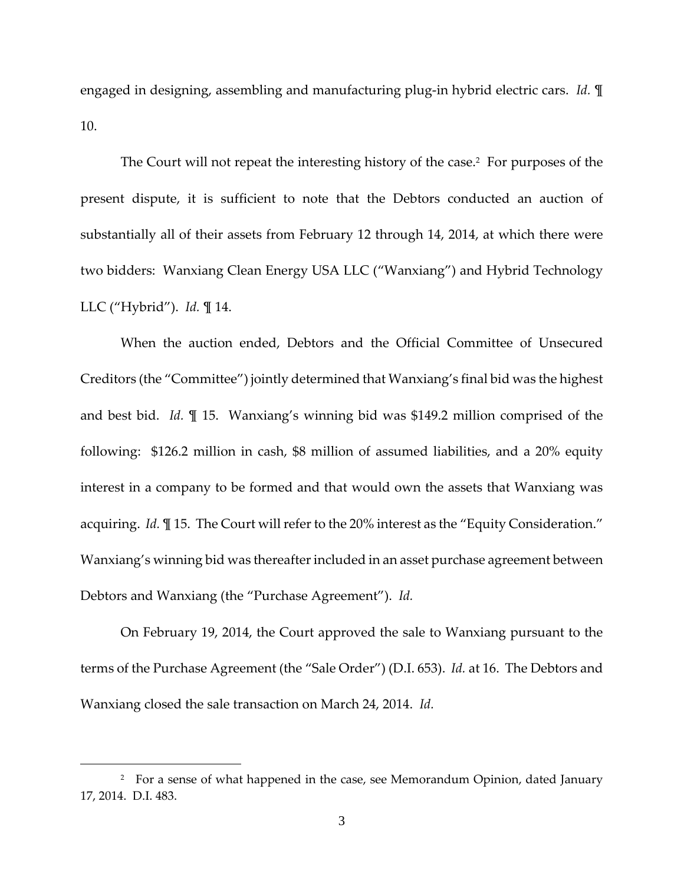engaged in designing, assembling and manufacturing plug-in hybrid electric cars. *Id.* ¶ 10.

The Court will not repeat the interesting history of the case.[2] For purposes of the present dispute, it is sufficient to note that the Debtors conducted an auction of substantially all of their assets from February 12 through 14, 2014, at which there were two bidders: Wanxiang Clean Energy USA LLC ("Wanxiang") and Hybrid Technology LLC ("Hybrid"). *Id.* ¶ 14.

When the auction ended, Debtors and the Official Committee of Unsecured Creditors (the "Committee") jointly determined that Wanxiang's final bid was the highest and best bid. *Id.* ¶ 15. Wanxiang's winning bid was $149.2 million comprised of the following: $126.2 million in cash, $8 million of assumed liabilities, and a 20% equity interest in a company to be formed and that would own the assets that Wanxiang was acquiring. *Id.* ¶ 15. The Court will refer to the 20% interest as the "Equity Consideration." Wanxiang's winning bid was thereafter included in an asset purchase agreement between Debtors and Wanxiang (the "Purchase Agreement"). *Id.*

On February 19, 2014, the Court approved the sale to Wanxiang pursuant to the terms of the Purchase Agreement (the "Sale Order") (D.I. 653). *Id.* at 16. The Debtors and Wanxiang closed the sale transaction on March 24, 2014. *Id.*

---

[2] For a sense of what happened in the case, see Memorandum Opinion, dated January 17, 2014. D.I. 483.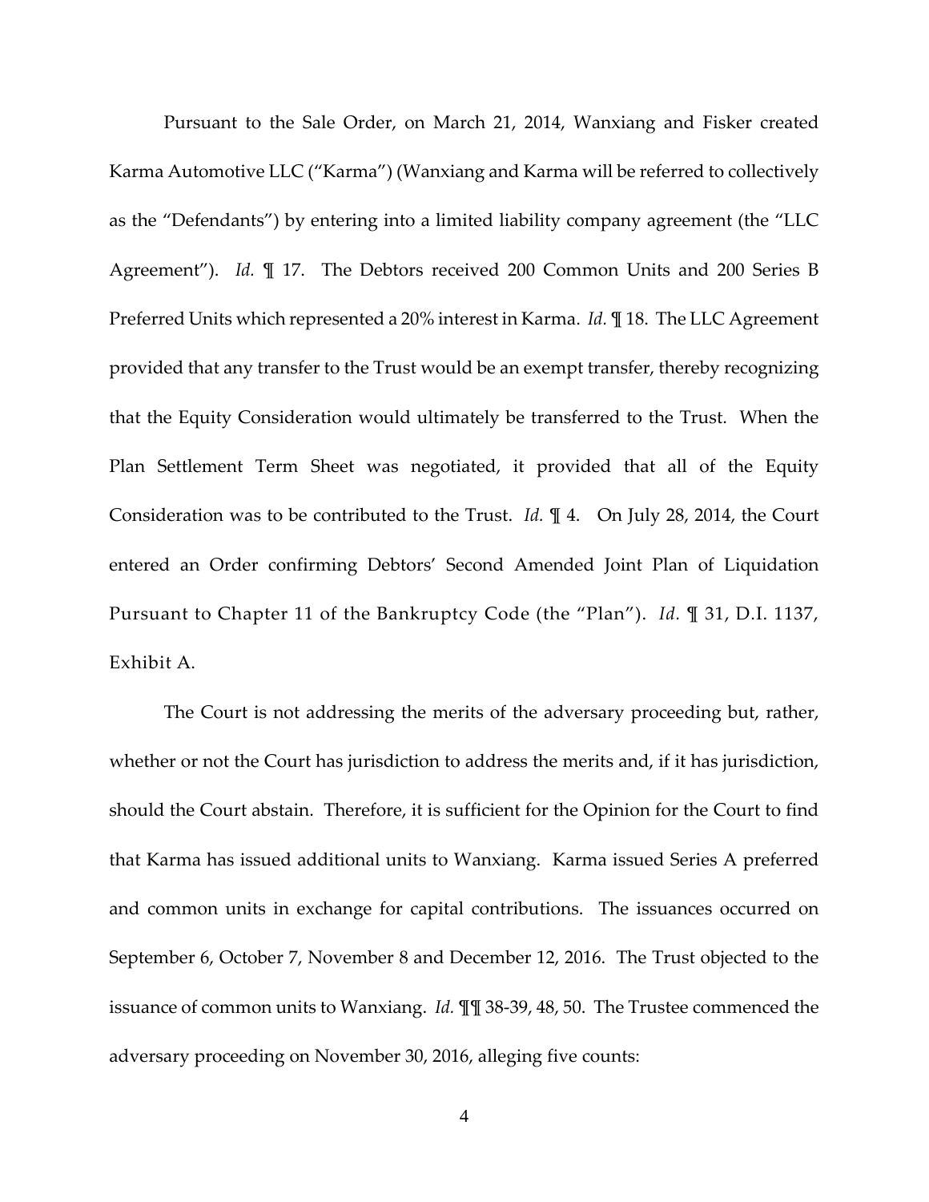Pursuant to the Sale Order, on March 21, 2014, Wanxiang and Fisker created Karma Automotive LLC ("Karma") (Wanxiang and Karma will be referred to collectively as the "Defendants") by entering into a limited liability company agreement (the "LLC Agreement"). *Id.* ¶ 17. The Debtors received 200 Common Units and 200 Series B Preferred Units which represented a 20% interest in Karma. *Id.* ¶ 18. The LLC Agreement provided that any transfer to the Trust would be an exempt transfer, thereby recognizing that the Equity Consideration would ultimately be transferred to the Trust. When the Plan Settlement Term Sheet was negotiated, it provided that all of the Equity Consideration was to be contributed to the Trust. *Id.* ¶ 4. On July 28, 2014, the Court entered an Order confirming Debtors' Second Amended Joint Plan of Liquidation Pursuant to Chapter 11 of the Bankruptcy Code (the "Plan"). *Id.* ¶ 31, D.I. 1137, Exhibit A.

The Court is not addressing the merits of the adversary proceeding but, rather, whether or not the Court has jurisdiction to address the merits and, if it has jurisdiction, should the Court abstain. Therefore, it is sufficient for the Opinion for the Court to find that Karma has issued additional units to Wanxiang. Karma issued Series A preferred and common units in exchange for capital contributions. The issuances occurred on September 6, October 7, November 8 and December 12, 2016. The Trust objected to the issuance of common units to Wanxiang. *Id.* ¶¶ 38-39, 48, 50. The Trustee commenced the adversary proceeding on November 30, 2016, alleging five counts: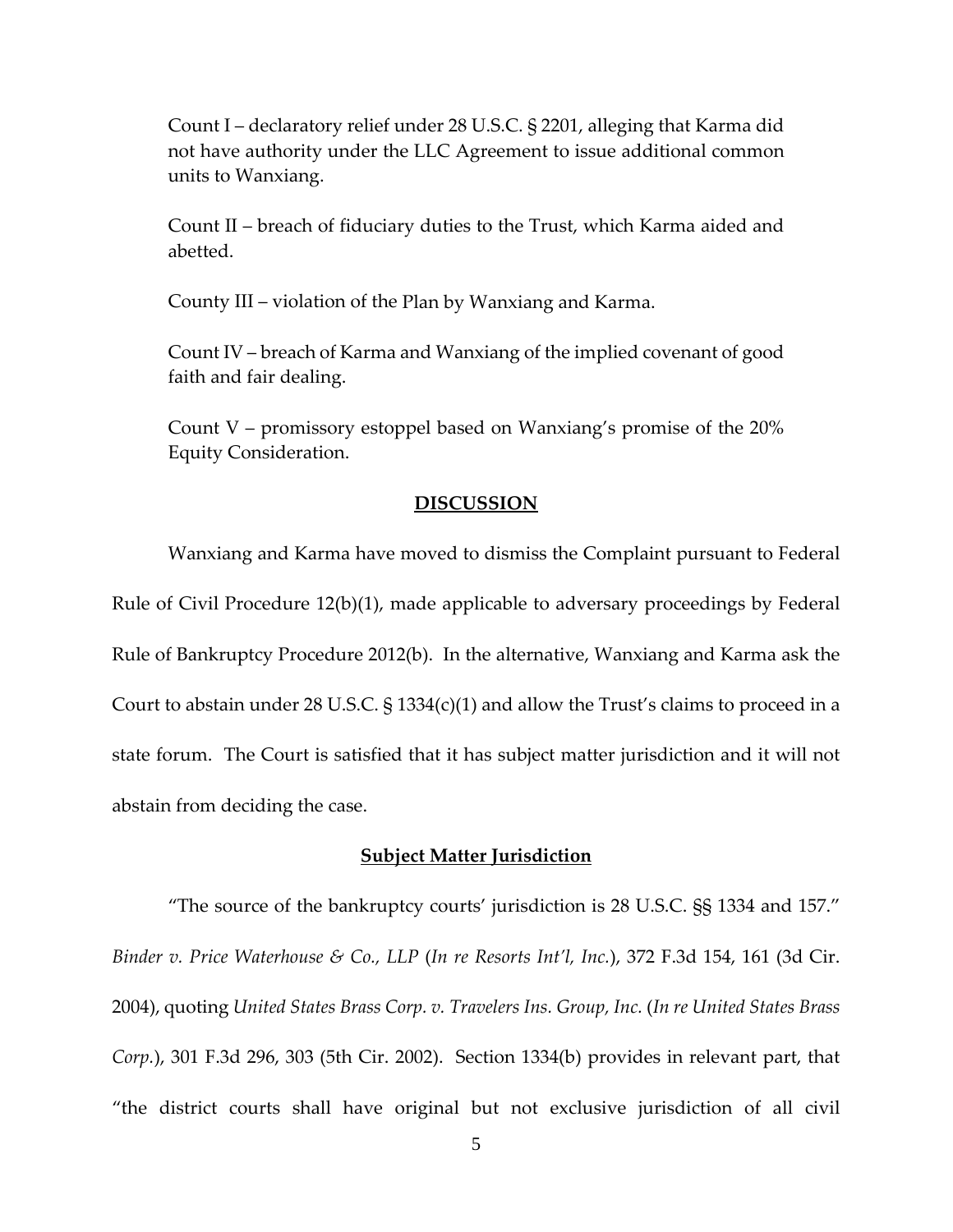Count I – declaratory relief under 28 U.S.C. § 2201, alleging that Karma did not have authority under the LLC Agreement to issue additional common units to Wanxiang.

Count II – breach of fiduciary duties to the Trust, which Karma aided and abetted.

County III – violation of the Plan by Wanxiang and Karma.

Count IV – breach of Karma and Wanxiang of the implied covenant of good faith and fair dealing.

Count V – promissory estoppel based on Wanxiang's promise of the 20% Equity Consideration.

## DISCUSSION

Wanxiang and Karma have moved to dismiss the Complaint pursuant to Federal Rule of Civil Procedure 12(b)(1), made applicable to adversary proceedings by Federal Rule of Bankruptcy Procedure 2012(b). In the alternative, Wanxiang and Karma ask the Court to abstain under 28 U.S.C. § 1334(c)(1) and allow the Trust's claims to proceed in a state forum. The Court is satisfied that it has subject matter jurisdiction and it will not abstain from deciding the case.

### Subject Matter Jurisdiction

"The source of the bankruptcy courts' jurisdiction is 28 U.S.C. §§ 1334 and 157." *Binder v. Price Waterhouse & Co., LLP* (*In re Resorts Int'l, Inc.*), 372 F.3d 154, 161 (3d Cir. 2004), quoting *United States Brass Corp. v. Travelers Ins. Group, Inc.* (*In re United States Brass Corp.*), 301 F.3d 296, 303 (5th Cir. 2002). Section 1334(b) provides in relevant part, that "the district courts shall have original but not exclusive jurisdiction of all civil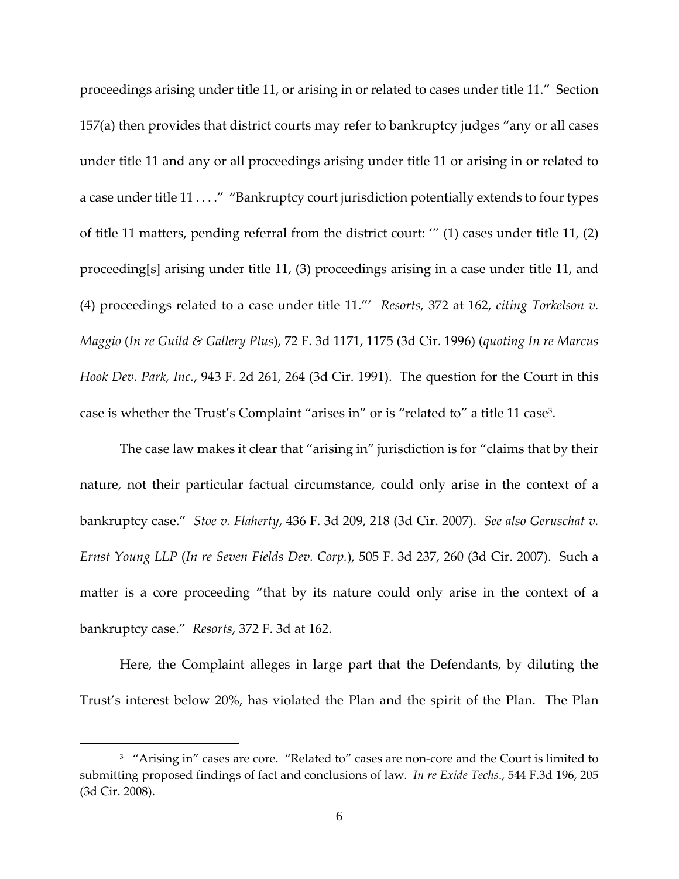proceedings arising under title 11, or arising in or related to cases under title 11." Section 157(a) then provides that district courts may refer to bankruptcy judges "any or all cases under title 11 and any or all proceedings arising under title 11 or arising in or related to a case under title 11 . . . ." "Bankruptcy court jurisdiction potentially extends to four types of title 11 matters, pending referral from the district court: '" (1) cases under title 11, (2) proceeding[s] arising under title 11, (3) proceedings arising in a case under title 11, and (4) proceedings related to a case under title 11."' *Resorts,* 372 at 162, *citing Torkelson v. Maggio* (*In re Guild & Gallery Plus*), 72 F. 3d 1171, 1175 (3d Cir. 1996) (*quoting In re Marcus Hook Dev. Park, Inc.*, 943 F. 2d 261, 264 (3d Cir. 1991). The question for the Court in this case is whether the Trust's Complaint "arises in" or is "related to" a title 11 case[3].

The case law makes it clear that "arising in" jurisdiction is for "claims that by their nature, not their particular factual circumstance, could only arise in the context of a bankruptcy case." *Stoe v. Flaherty*, 436 F. 3d 209, 218 (3d Cir. 2007). *See also Geruschat v. Ernst Young LLP* (*In re Seven Fields Dev. Corp.*), 505 F. 3d 237, 260 (3d Cir. 2007). Such a matter is a core proceeding "that by its nature could only arise in the context of a bankruptcy case." *Resorts*, 372 F. 3d at 162.

Here, the Complaint alleges in large part that the Defendants, by diluting the Trust's interest below 20%, has violated the Plan and the spirit of the Plan. The Plan

[3] "Arising in" cases are core. "Related to" cases are non-core and the Court is limited to submitting proposed findings of fact and conclusions of law. *In re Exide Techs*., 544 F.3d 196, 205 (3d Cir. 2008).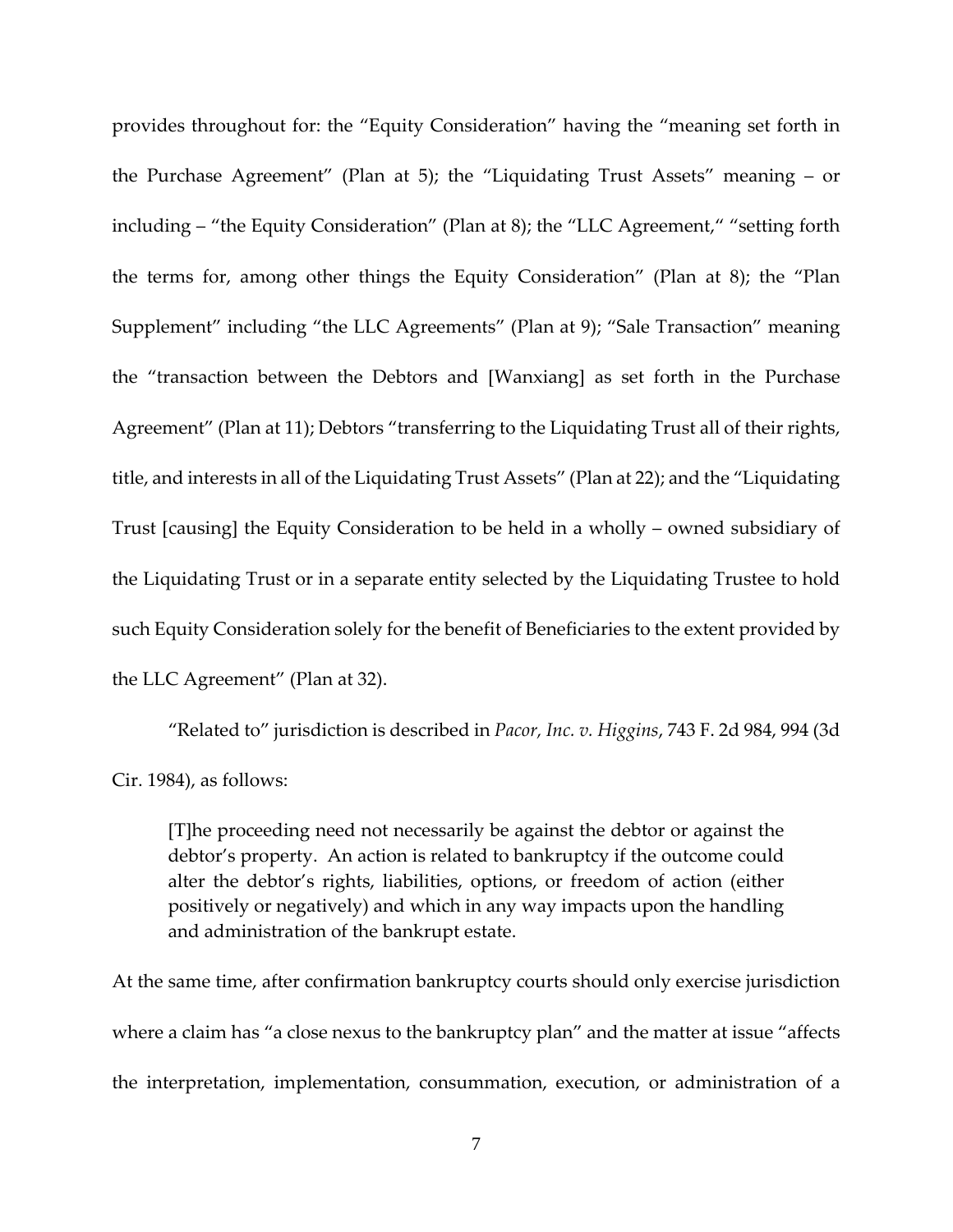provides throughout for: the "Equity Consideration" having the "meaning set forth in the Purchase Agreement" (Plan at 5); the "Liquidating Trust Assets" meaning – or including – "the Equity Consideration" (Plan at 8); the "LLC Agreement," "setting forth the terms for, among other things the Equity Consideration" (Plan at 8); the "Plan Supplement" including "the LLC Agreements" (Plan at 9); "Sale Transaction" meaning the "transaction between the Debtors and [Wanxiang] as set forth in the Purchase Agreement" (Plan at 11); Debtors "transferring to the Liquidating Trust all of their rights, title, and interests in all of the Liquidating Trust Assets" (Plan at 22); and the "Liquidating Trust [causing] the Equity Consideration to be held in a wholly – owned subsidiary of the Liquidating Trust or in a separate entity selected by the Liquidating Trustee to hold such Equity Consideration solely for the benefit of Beneficiaries to the extent provided by the LLC Agreement" (Plan at 32).

"Related to" jurisdiction is described in *Pacor, Inc. v. Higgins*, 743 F. 2d 984, 994 (3d Cir. 1984), as follows:

> [T]he proceeding need not necessarily be against the debtor or against the debtor's property. An action is related to bankruptcy if the outcome could alter the debtor's rights, liabilities, options, or freedom of action (either positively or negatively) and which in any way impacts upon the handling and administration of the bankrupt estate.

At the same time, after confirmation bankruptcy courts should only exercise jurisdiction where a claim has "a close nexus to the bankruptcy plan" and the matter at issue "affects the interpretation, implementation, consummation, execution, or administration of a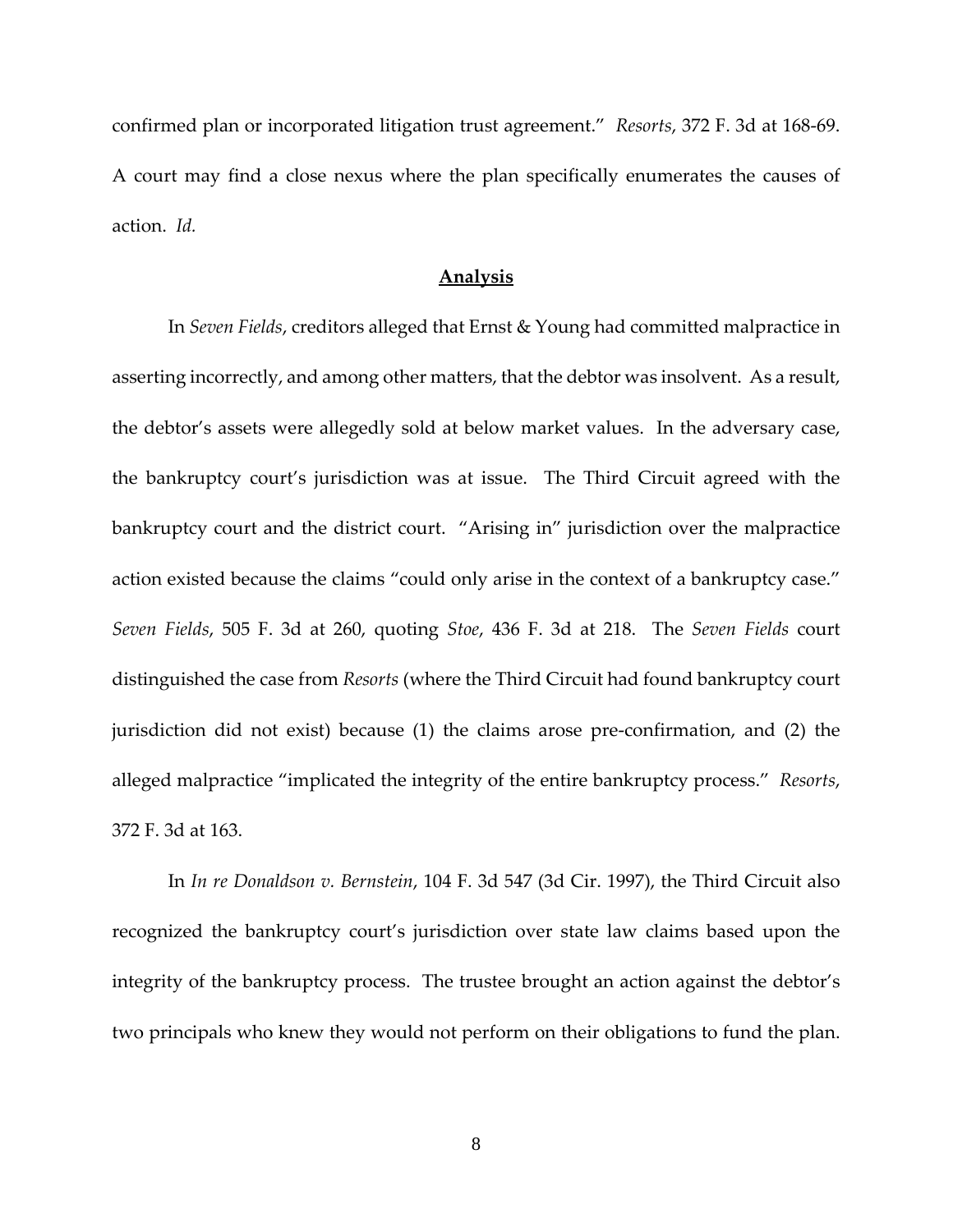confirmed plan or incorporated litigation trust agreement." *Resorts*, 372 F. 3d at 168-69. A court may find a close nexus where the plan specifically enumerates the causes of action. *Id.*

## Analysis

In *Seven Fields*, creditors alleged that Ernst & Young had committed malpractice in asserting incorrectly, and among other matters, that the debtor was insolvent. As a result, the debtor's assets were allegedly sold at below market values. In the adversary case, the bankruptcy court's jurisdiction was at issue. The Third Circuit agreed with the bankruptcy court and the district court. "Arising in" jurisdiction over the malpractice action existed because the claims "could only arise in the context of a bankruptcy case." *Seven Fields*, 505 F. 3d at 260, quoting *Stoe*, 436 F. 3d at 218. The *Seven Fields* court distinguished the case from *Resorts* (where the Third Circuit had found bankruptcy court jurisdiction did not exist) because (1) the claims arose pre-confirmation, and (2) the alleged malpractice "implicated the integrity of the entire bankruptcy process." *Resorts*, 372 F. 3d at 163.

In *In re Donaldson v. Bernstein*, 104 F. 3d 547 (3d Cir. 1997), the Third Circuit also recognized the bankruptcy court's jurisdiction over state law claims based upon the integrity of the bankruptcy process. The trustee brought an action against the debtor's two principals who knew they would not perform on their obligations to fund the plan.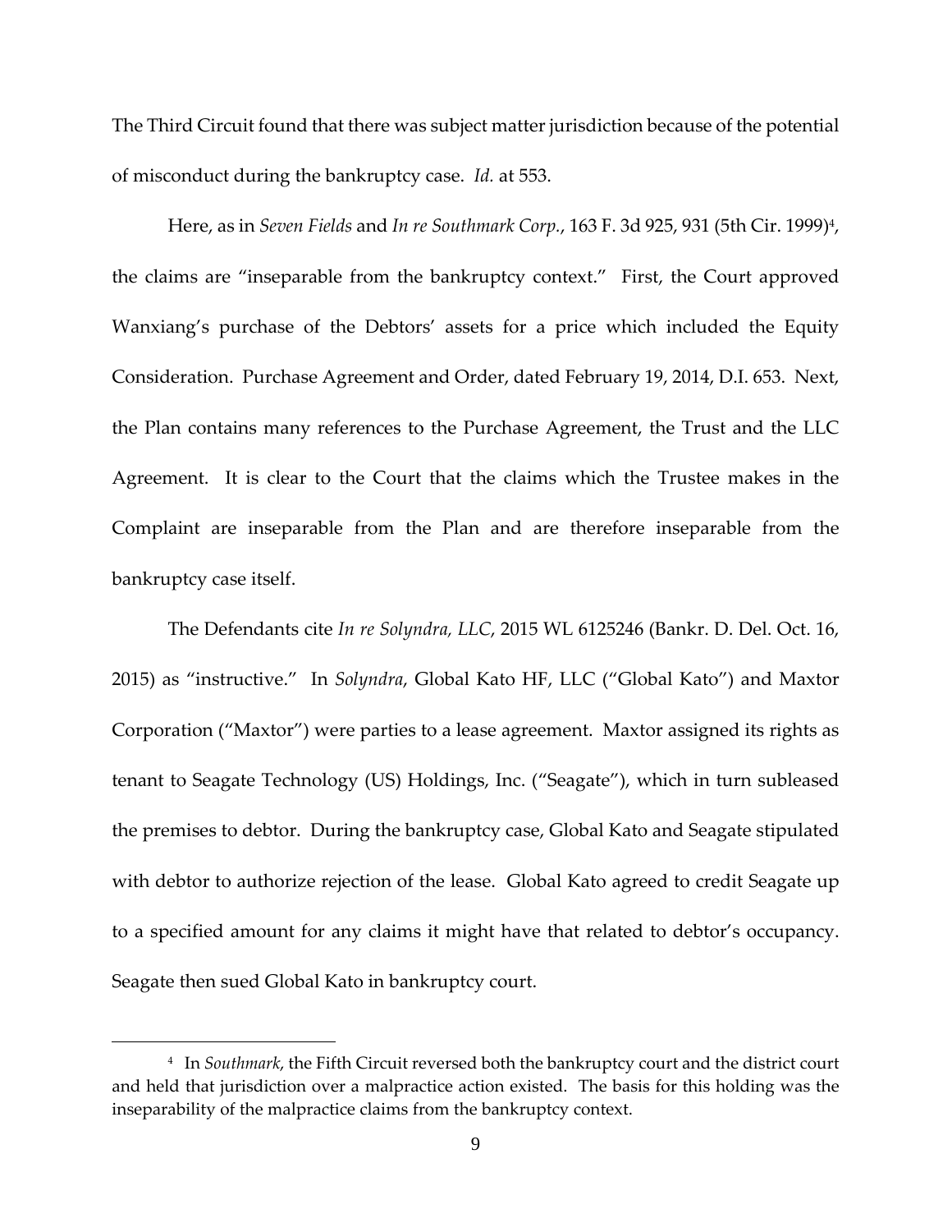The Third Circuit found that there was subject matter jurisdiction because of the potential of misconduct during the bankruptcy case. *Id.* at 553.

Here, as in *Seven Fields* and *In re Southmark Corp.*, 163 F. 3d 925, 931 (5th Cir. 1999)[4], the claims are "inseparable from the bankruptcy context." First, the Court approved Wanxiang's purchase of the Debtors' assets for a price which included the Equity Consideration. Purchase Agreement and Order, dated February 19, 2014, D.I. 653. Next, the Plan contains many references to the Purchase Agreement, the Trust and the LLC Agreement. It is clear to the Court that the claims which the Trustee makes in the Complaint are inseparable from the Plan and are therefore inseparable from the bankruptcy case itself.

The Defendants cite *In re Solyndra, LLC*, 2015 WL 6125246 (Bankr. D. Del. Oct. 16, 2015) as "instructive." In *Solyndra*, Global Kato HF, LLC ("Global Kato") and Maxtor Corporation ("Maxtor") were parties to a lease agreement. Maxtor assigned its rights as tenant to Seagate Technology (US) Holdings, Inc. ("Seagate"), which in turn subleased the premises to debtor. During the bankruptcy case, Global Kato and Seagate stipulated with debtor to authorize rejection of the lease. Global Kato agreed to credit Seagate up to a specified amount for any claims it might have that related to debtor's occupancy. Seagate then sued Global Kato in bankruptcy court.

---

[4] In *Southmark*, the Fifth Circuit reversed both the bankruptcy court and the district court and held that jurisdiction over a malpractice action existed. The basis for this holding was the inseparability of the malpractice claims from the bankruptcy context.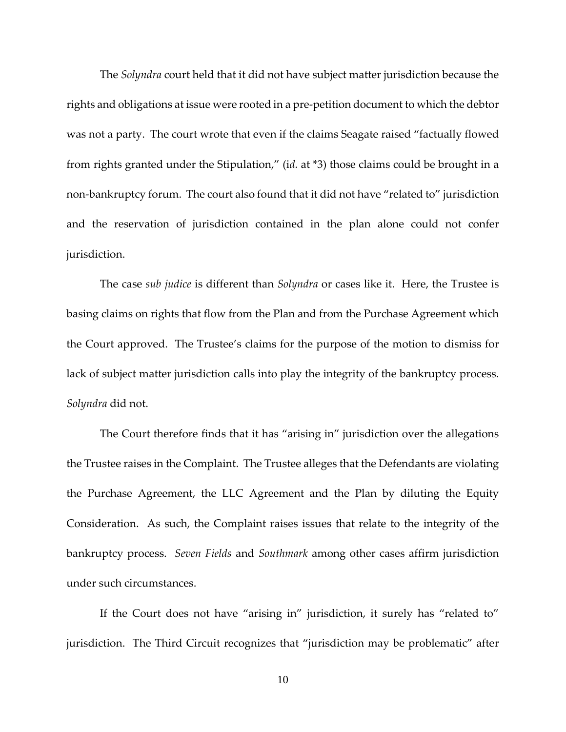The *Solyndra* court held that it did not have subject matter jurisdiction because the rights and obligations at issue were rooted in a pre-petition document to which the debtor was not a party. The court wrote that even if the claims Seagate raised "factually flowed from rights granted under the Stipulation," (i*d.* at *3) those claims could be brought in a non-bankruptcy forum. The court also found that it did not have "related to" jurisdiction and the reservation of jurisdiction contained in the plan alone could not confer jurisdiction.

The case *sub judice* is different than *Solyndra* or cases like it. Here, the Trustee is basing claims on rights that flow from the Plan and from the Purchase Agreement which the Court approved. The Trustee's claims for the purpose of the motion to dismiss for lack of subject matter jurisdiction calls into play the integrity of the bankruptcy process. *Solyndra* did not.

The Court therefore finds that it has "arising in" jurisdiction over the allegations the Trustee raises in the Complaint. The Trustee alleges that the Defendants are violating the Purchase Agreement, the LLC Agreement and the Plan by diluting the Equity Consideration. As such, the Complaint raises issues that relate to the integrity of the bankruptcy process. *Seven Fields* and *Southmark* among other cases affirm jurisdiction under such circumstances.

If the Court does not have "arising in" jurisdiction, it surely has "related to" jurisdiction. The Third Circuit recognizes that "jurisdiction may be problematic" after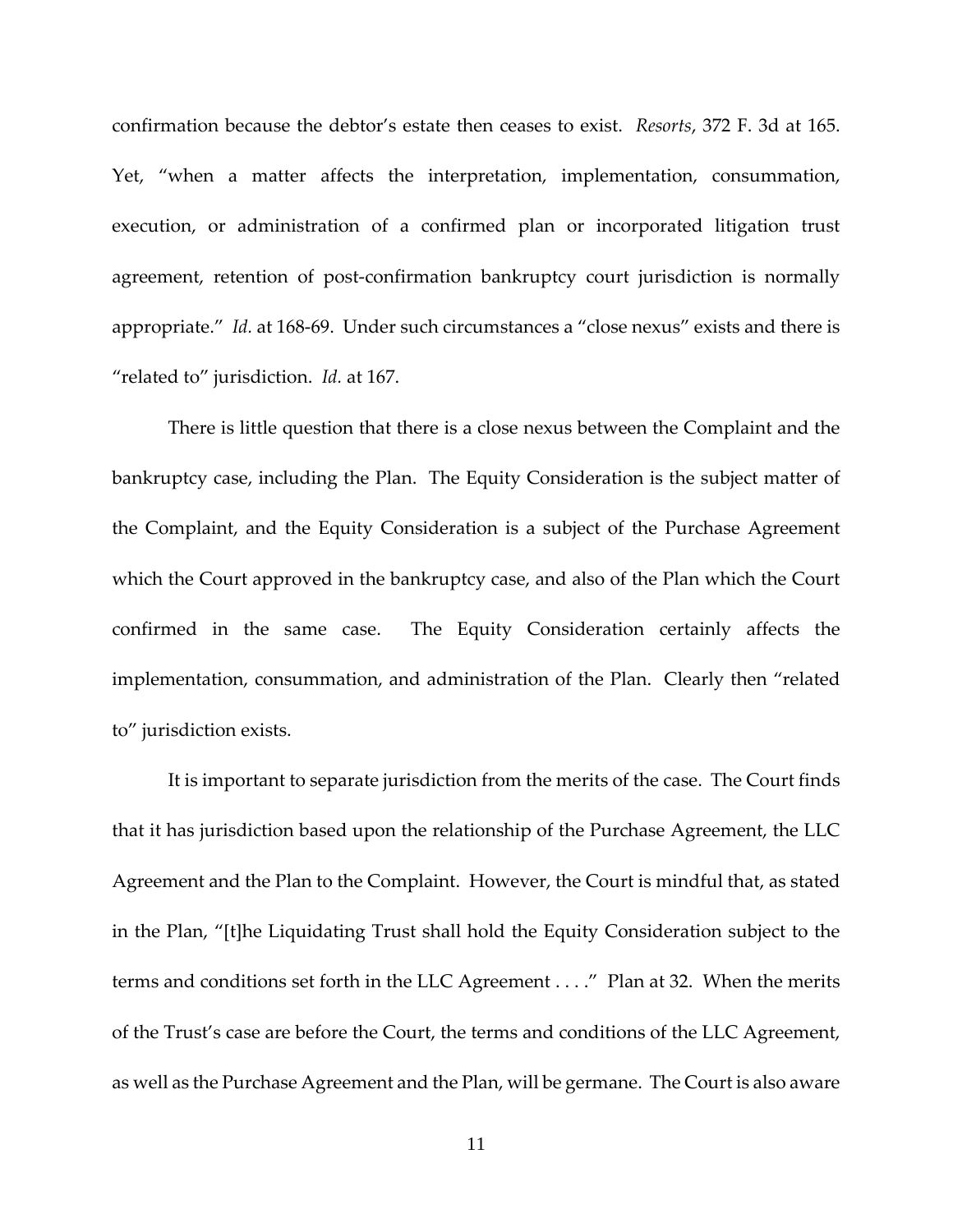confirmation because the debtor's estate then ceases to exist. *Resorts*, 372 F. 3d at 165. Yet, "when a matter affects the interpretation, implementation, consummation, execution, or administration of a confirmed plan or incorporated litigation trust agreement, retention of post-confirmation bankruptcy court jurisdiction is normally appropriate." *Id.* at 168-69. Under such circumstances a "close nexus" exists and there is "related to" jurisdiction. *Id.* at 167.

There is little question that there is a close nexus between the Complaint and the bankruptcy case, including the Plan. The Equity Consideration is the subject matter of the Complaint, and the Equity Consideration is a subject of the Purchase Agreement which the Court approved in the bankruptcy case, and also of the Plan which the Court confirmed in the same case. The Equity Consideration certainly affects the implementation, consummation, and administration of the Plan. Clearly then "related to" jurisdiction exists.

It is important to separate jurisdiction from the merits of the case. The Court finds that it has jurisdiction based upon the relationship of the Purchase Agreement, the LLC Agreement and the Plan to the Complaint. However, the Court is mindful that, as stated in the Plan, "[t]he Liquidating Trust shall hold the Equity Consideration subject to the terms and conditions set forth in the LLC Agreement . . . ." Plan at 32. When the merits of the Trust's case are before the Court, the terms and conditions of the LLC Agreement, as well as the Purchase Agreement and the Plan, will be germane. The Court is also aware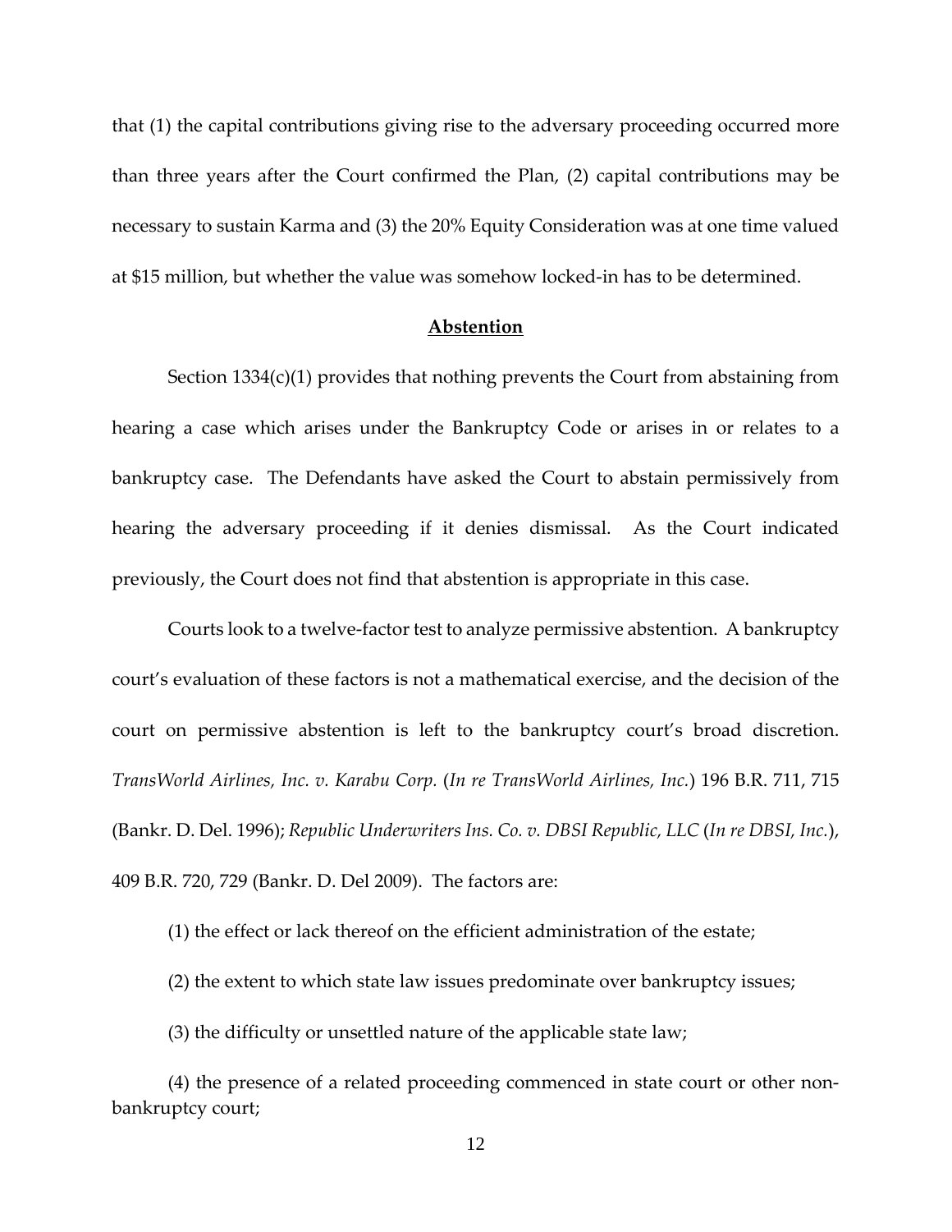that (1) the capital contributions giving rise to the adversary proceeding occurred more than three years after the Court confirmed the Plan, (2) capital contributions may be necessary to sustain Karma and (3) the 20% Equity Consideration was at one time valued at $15 million, but whether the value was somehow locked-in has to be determined.

## **Abstention**

Section 1334(c)(1) provides that nothing prevents the Court from abstaining from hearing a case which arises under the Bankruptcy Code or arises in or relates to a bankruptcy case. The Defendants have asked the Court to abstain permissively from hearing the adversary proceeding if it denies dismissal. As the Court indicated previously, the Court does not find that abstention is appropriate in this case.

Courts look to a twelve-factor test to analyze permissive abstention. A bankruptcy court's evaluation of these factors is not a mathematical exercise, and the decision of the court on permissive abstention is left to the bankruptcy court's broad discretion. *TransWorld Airlines, Inc. v. Karabu Corp.* (*In re TransWorld Airlines, Inc.*) 196 B.R. 711, 715 (Bankr. D. Del. 1996); *Republic Underwriters Ins. Co. v. DBSI Republic, LLC* (*In re DBSI, Inc.*), 409 B.R. 720, 729 (Bankr. D. Del 2009). The factors are:

(1) the effect or lack thereof on the efficient administration of the estate;

(2) the extent to which state law issues predominate over bankruptcy issues;

(3) the difficulty or unsettled nature of the applicable state law;

(4) the presence of a related proceeding commenced in state court or other non-bankruptcy court;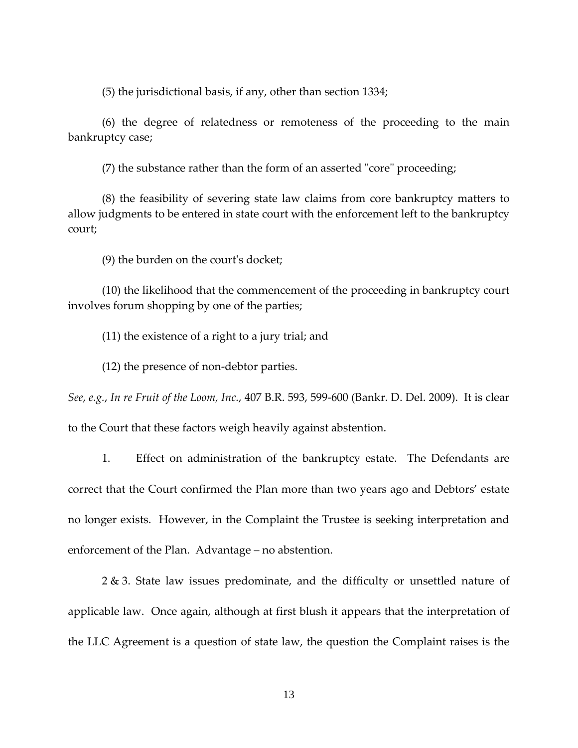(5) the jurisdictional basis, if any, other than section 1334;

(6) the degree of relatedness or remoteness of the proceeding to the main bankruptcy case;

(7) the substance rather than the form of an asserted "core" proceeding;

(8) the feasibility of severing state law claims from core bankruptcy matters to allow judgments to be entered in state court with the enforcement left to the bankruptcy court;

(9) the burden on the court's docket;

(10) the likelihood that the commencement of the proceeding in bankruptcy court involves forum shopping by one of the parties;

(11) the existence of a right to a jury trial; and

(12) the presence of non-debtor parties.

*See*, *e.g.*, *In re Fruit of the Loom, Inc.*, 407 B.R. 593, 599-600 (Bankr. D. Del. 2009). It is clear to the Court that these factors weigh heavily against abstention.

1. Effect on administration of the bankruptcy estate. The Defendants are correct that the Court confirmed the Plan more than two years ago and Debtors' estate no longer exists. However, in the Complaint the Trustee is seeking interpretation and enforcement of the Plan. Advantage – no abstention.

2 & 3. State law issues predominate, and the difficulty or unsettled nature of applicable law. Once again, although at first blush it appears that the interpretation of the LLC Agreement is a question of state law, the question the Complaint raises is the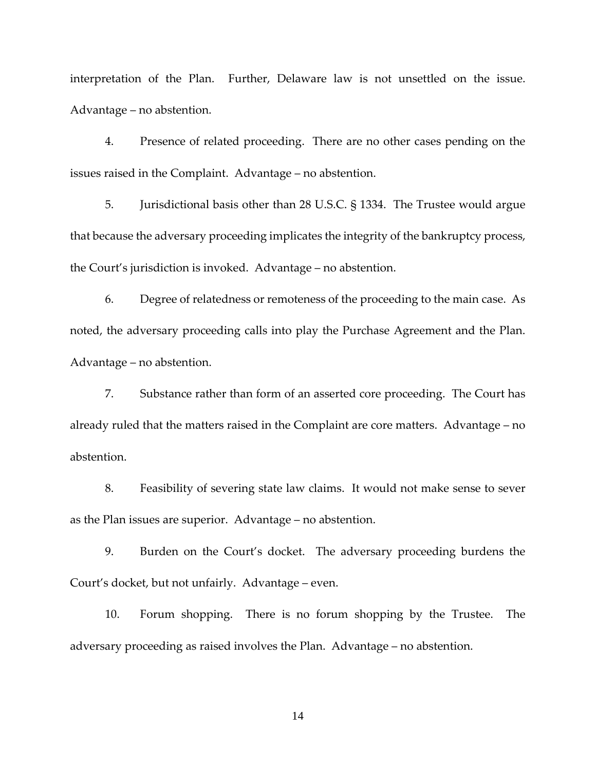interpretation of the Plan. Further, Delaware law is not unsettled on the issue. Advantage – no abstention.

4. Presence of related proceeding. There are no other cases pending on the issues raised in the Complaint. Advantage – no abstention.

5. Jurisdictional basis other than 28 U.S.C. § 1334. The Trustee would argue that because the adversary proceeding implicates the integrity of the bankruptcy process, the Court's jurisdiction is invoked. Advantage – no abstention.

6. Degree of relatedness or remoteness of the proceeding to the main case. As noted, the adversary proceeding calls into play the Purchase Agreement and the Plan. Advantage – no abstention.

7. Substance rather than form of an asserted core proceeding. The Court has already ruled that the matters raised in the Complaint are core matters. Advantage – no abstention.

8. Feasibility of severing state law claims. It would not make sense to sever as the Plan issues are superior. Advantage – no abstention.

9. Burden on the Court's docket. The adversary proceeding burdens the Court's docket, but not unfairly. Advantage – even.

10. Forum shopping. There is no forum shopping by the Trustee. The adversary proceeding as raised involves the Plan. Advantage – no abstention.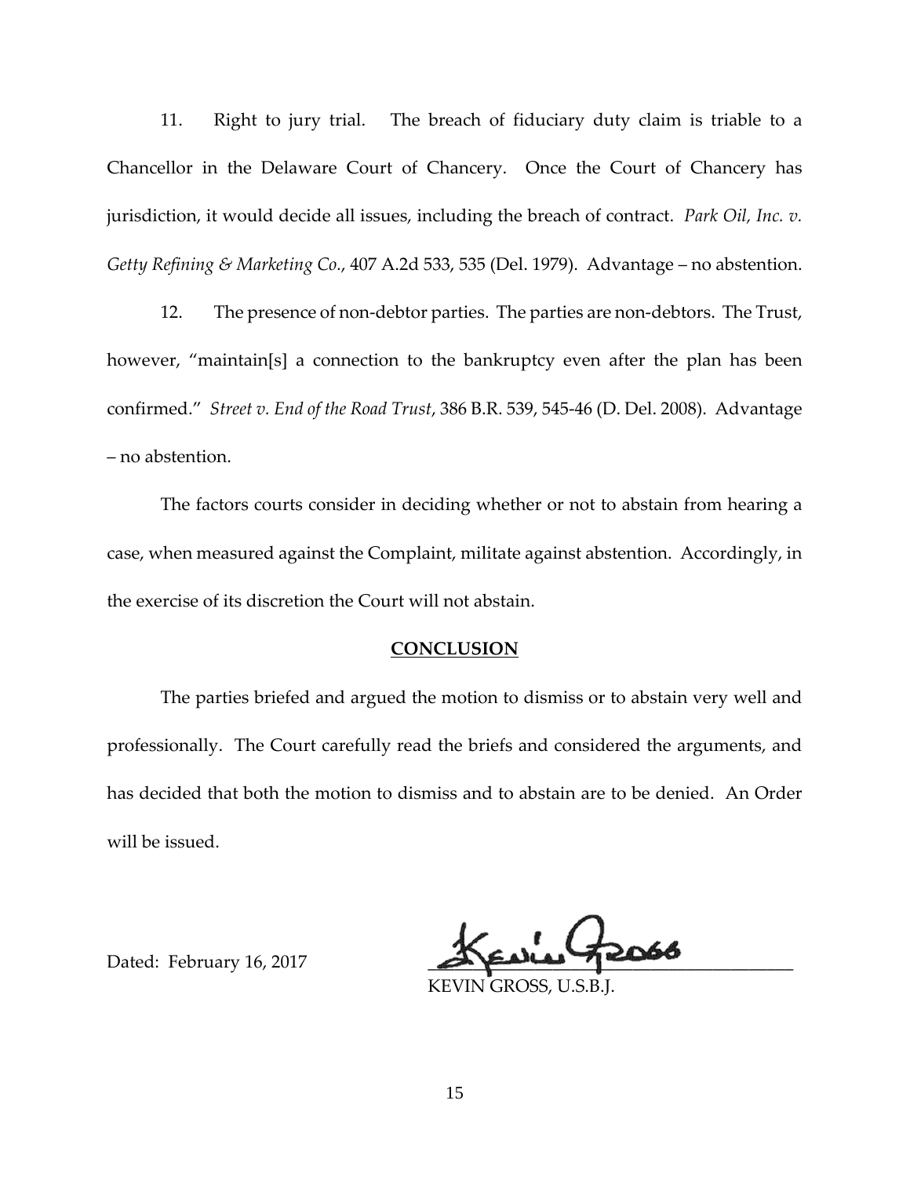11. Right to jury trial. The breach of fiduciary duty claim is triable to a Chancellor in the Delaware Court of Chancery. Once the Court of Chancery has jurisdiction, it would decide all issues, including the breach of contract. *Park Oil, Inc. v. Getty Refining & Marketing Co.*, 407 A.2d 533, 535 (Del. 1979). Advantage – no abstention.

12. The presence of non-debtor parties. The parties are non-debtors. The Trust, however, "maintain[s] a connection to the bankruptcy even after the plan has been confirmed." *Street v. End of the Road Trust*, 386 B.R. 539, 545-46 (D. Del. 2008). Advantage – no abstention.

The factors courts consider in deciding whether or not to abstain from hearing a case, when measured against the Complaint, militate against abstention. Accordingly, in the exercise of its discretion the Court will not abstain.

## CONCLUSION

The parties briefed and argued the motion to dismiss or to abstain very well and professionally. The Court carefully read the briefs and considered the arguments, and has decided that both the motion to dismiss and to abstain are to be denied. An Order will be issued.

Dated: February 16, 2017

KEVIN GROSS, U.S.B.J.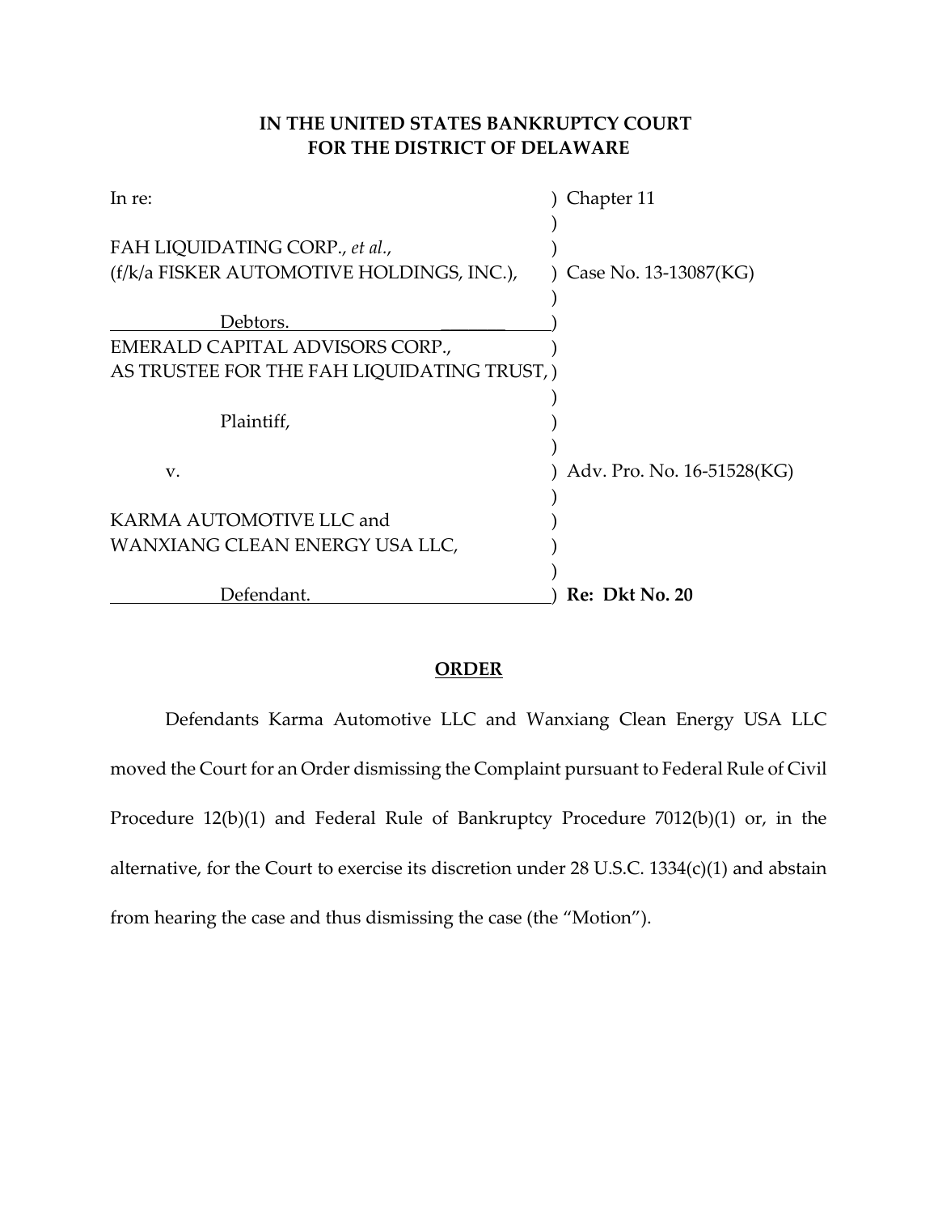**IN THE UNITED STATES BANKRUPTCY COURT**
**FOR THE DISTRICT OF DELAWARE**

| | |
|---|---|
| In re: | ) Chapter 11 |
| | ) |
| FAH LIQUIDATING CORP., *et al.*, | ) |
| (f/k/a FISKER AUTOMOTIVE HOLDINGS, INC.), | ) Case No. 13-13087(KG) |
| | ) |
| Debtors. | ) |
| EMERALD CAPITAL ADVISORS CORP., | ) |
| AS TRUSTEE FOR THE FAH LIQUIDATING TRUST, | ) |
| | ) |
| Plaintiff, | ) |
| | ) |
| v. | ) Adv. Pro. No. 16-51528(KG) |
| | ) |
| KARMA AUTOMOTIVE LLC and | ) |
| WANXIANG CLEAN ENERGY USA LLC, | ) |
| | ) |
| Defendant. | ) **Re: Dkt No. 20** |

**ORDER**

Defendants Karma Automotive LLC and Wanxiang Clean Energy USA LLC moved the Court for an Order dismissing the Complaint pursuant to Federal Rule of Civil Procedure 12(b)(1) and Federal Rule of Bankruptcy Procedure 7012(b)(1) or, in the alternative, for the Court to exercise its discretion under 28 U.S.C. 1334(c)(1) and abstain from hearing the case and thus dismissing the case (the "Motion").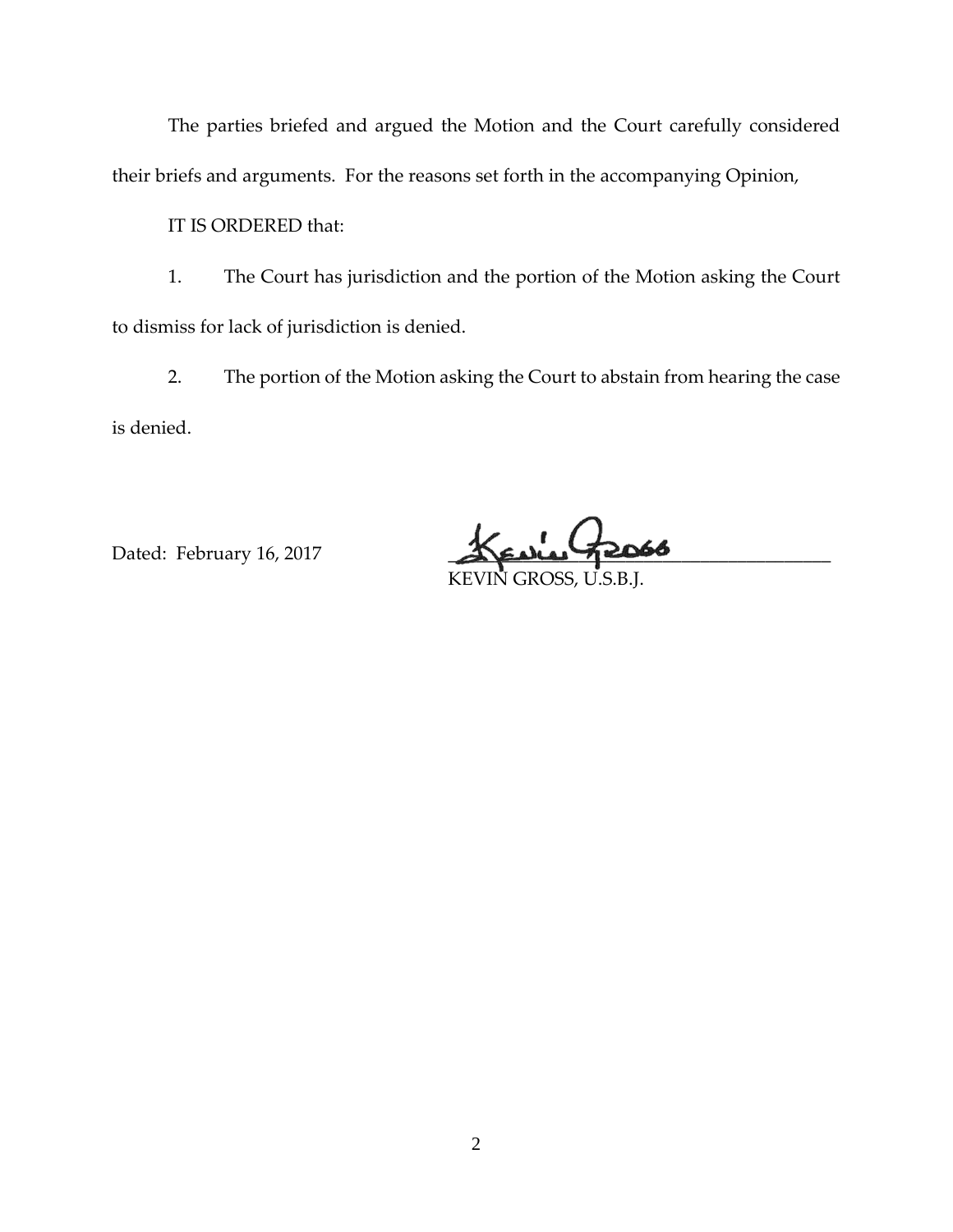The parties briefed and argued the Motion and the Court carefully considered their briefs and arguments. For the reasons set forth in the accompanying Opinion,

IT IS ORDERED that:

1. The Court has jurisdiction and the portion of the Motion asking the Court to dismiss for lack of jurisdiction is denied.

2. The portion of the Motion asking the Court to abstain from hearing the case is denied.

Dated: February 16, 2017

KEVIN GROSS, U.S.B.J.